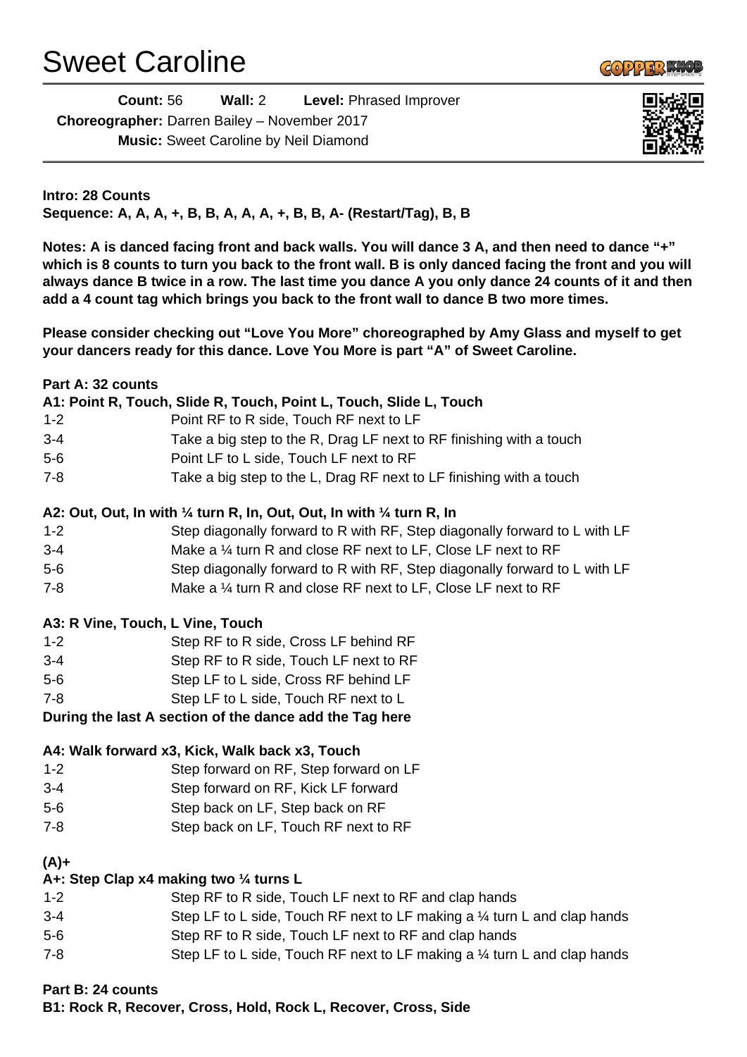# Sweet Caroline

**Count:** 56 **Wall:** 2 **Level:** Phrased Improver
**Choreographer:** Darren Bailey – November 2017
**Music:** Sweet Caroline by Neil Diamond

**Intro: 28 Counts**
**Sequence: A, A, A, +, B, B, A, A, A, +, B, B, A- (Restart/Tag), B, B**

**Notes: A is danced facing front and back walls. You will dance 3 A, and then need to dance "+" which is 8 counts to turn you back to the front wall. B is only danced facing the front and you will always dance B twice in a row. The last time you dance A you only dance 24 counts of it and then add a 4 count tag which brings you back to the front wall to dance B two more times.**

**Please consider checking out "Love You More" choreographed by Amy Glass and myself to get your dancers ready for this dance. Love You More is part "A" of Sweet Caroline.**

**Part A: 32 counts**

**A1: Point R, Touch, Slide R, Touch, Point L, Touch, Slide L, Touch**

| | |
|---|---|
| 1-2 | Point RF to R side, Touch RF next to LF |
| 3-4 | Take a big step to the R, Drag LF next to RF finishing with a touch |
| 5-6 | Point LF to L side, Touch LF next to RF |
| 7-8 | Take a big step to the L, Drag RF next to LF finishing with a touch |

**A2: Out, Out, In with ¼ turn R, In, Out, Out, In with ¼ turn R, In**

| | |
|---|---|
| 1-2 | Step diagonally forward to R with RF, Step diagonally forward to L with LF |
| 3-4 | Make a ¼ turn R and close RF next to LF, Close LF next to RF |
| 5-6 | Step diagonally forward to R with RF, Step diagonally forward to L with LF |
| 7-8 | Make a ¼ turn R and close RF next to LF, Close LF next to RF |

**A3: R Vine, Touch, L Vine, Touch**

| | |
|---|---|
| 1-2 | Step RF to R side, Cross LF behind RF |
| 3-4 | Step RF to R side, Touch LF next to RF |
| 5-6 | Step LF to L side, Cross RF behind LF |
| 7-8 | Step LF to L side, Touch RF next to L |

**During the last A section of the dance add the Tag here**

**A4: Walk forward x3, Kick, Walk back x3, Touch**

| | |
|---|---|
| 1-2 | Step forward on RF, Step forward on LF |
| 3-4 | Step forward on RF, Kick LF forward |
| 5-6 | Step back on LF, Step back on RF |
| 7-8 | Step back on LF, Touch RF next to RF |

**(A)+**

**A+: Step Clap x4 making two ¼ turns L**

| | |
|---|---|
| 1-2 | Step RF to R side, Touch LF next to RF and clap hands |
| 3-4 | Step LF to L side, Touch RF next to LF making a ¼ turn L and clap hands |
| 5-6 | Step RF to R side, Touch LF next to RF and clap hands |
| 7-8 | Step LF to L side, Touch RF next to LF making a ¼ turn L and clap hands |

**Part B: 24 counts**

**B1: Rock R, Recover, Cross, Hold, Rock L, Recover, Cross, Side**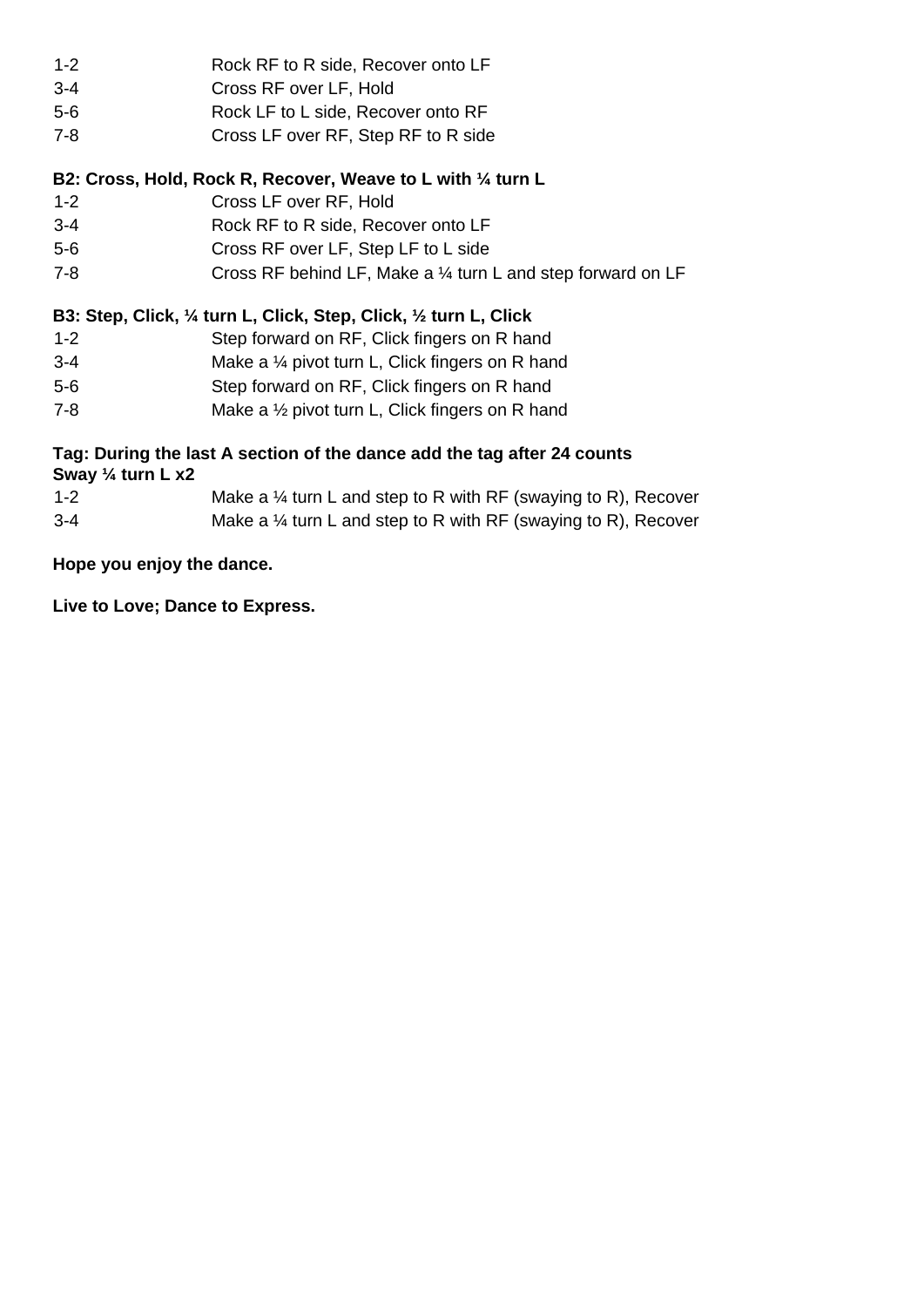| | |
|---|---|
| 1-2 | Rock RF to R side, Recover onto LF |
| 3-4 | Cross RF over LF, Hold |
| 5-6 | Rock LF to L side, Recover onto RF |
| 7-8 | Cross LF over RF, Step RF to R side |

**B2: Cross, Hold, Rock R, Recover, Weave to L with ¼ turn L**

| | |
|---|---|
| 1-2 | Cross LF over RF, Hold |
| 3-4 | Rock RF to R side, Recover onto LF |
| 5-6 | Cross RF over LF, Step LF to L side |
| 7-8 | Cross RF behind LF, Make a ¼ turn L and step forward on LF |

**B3: Step, Click, ¼ turn L, Click, Step, Click, ½ turn L, Click**

| | |
|---|---|
| 1-2 | Step forward on RF, Click fingers on R hand |
| 3-4 | Make a ¼ pivot turn L, Click fingers on R hand |
| 5-6 | Step forward on RF, Click fingers on R hand |
| 7-8 | Make a ½ pivot turn L, Click fingers on R hand |

**Tag: During the last A section of the dance add the tag after 24 counts**
**Sway ¼ turn L x2**

| | |
|---|---|
| 1-2 | Make a ¼ turn L and step to R with RF (swaying to R), Recover |
| 3-4 | Make a ¼ turn L and step to R with RF (swaying to R), Recover |

**Hope you enjoy the dance.**

**Live to Love; Dance to Express.**